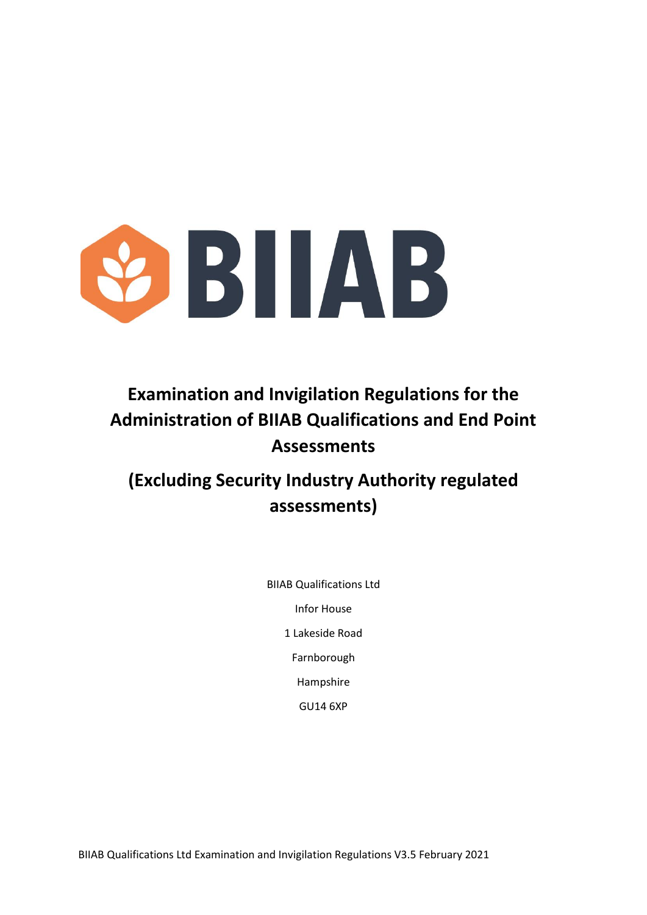BIIAB

# Examination and Invigilation Regulations for the Administration of BIIAB Qualifications and End Point Assessments

## (Excluding Security Industry Authority regulated assessments)

BIIAB Qualifications Ltd

Infor House

1 Lakeside Road

Farnborough

Hampshire

GU14 6XP

BIIAB Qualifications Ltd Examination and Invigilation Regulations V3.5 February 2021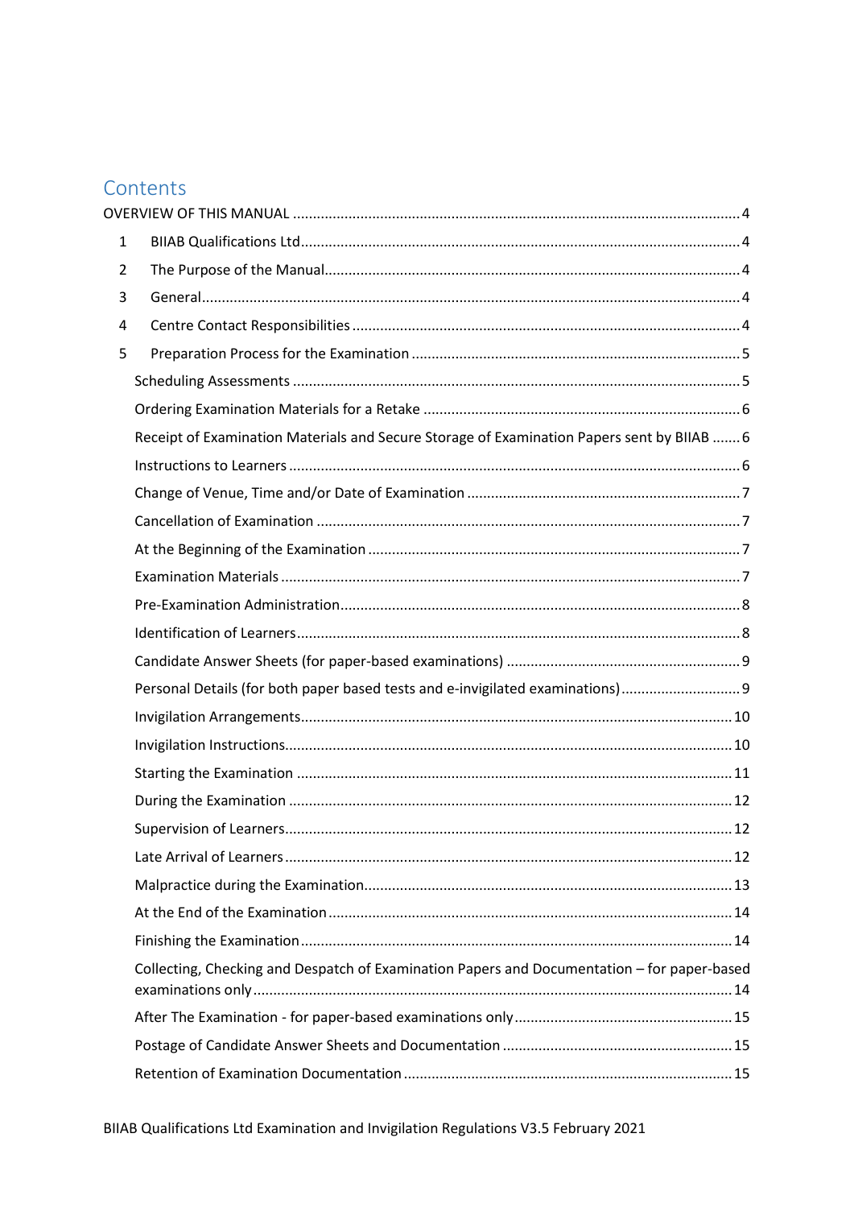# Contents

OVERVIEW OF THIS MANUAL ..... 4

1 BIIAB Qualifications Ltd ..... 4

2 The Purpose of the Manual ..... 4

3 General ..... 4

4 Centre Contact Responsibilities ..... 4

5 Preparation Process for the Examination ..... 5

- Scheduling Assessments ..... 5
- Ordering Examination Materials for a Retake ..... 6
- Receipt of Examination Materials and Secure Storage of Examination Papers sent by BIIAB ..... 6
- Instructions to Learners ..... 6
- Change of Venue, Time and/or Date of Examination ..... 7
- Cancellation of Examination ..... 7
- At the Beginning of the Examination ..... 7
- Examination Materials ..... 7
- Pre-Examination Administration ..... 8
- Identification of Learners ..... 8
- Candidate Answer Sheets (for paper-based examinations) ..... 9
- Personal Details (for both paper based tests and e-invigilated examinations) ..... 9
- Invigilation Arrangements ..... 10
- Invigilation Instructions ..... 10
- Starting the Examination ..... 11
- During the Examination ..... 12
- Supervision of Learners ..... 12
- Late Arrival of Learners ..... 12
- Malpractice during the Examination ..... 13
- At the End of the Examination ..... 14
- Finishing the Examination ..... 14
- Collecting, Checking and Despatch of Examination Papers and Documentation – for paper-based examinations only ..... 14
- After The Examination - for paper-based examinations only ..... 15
- Postage of Candidate Answer Sheets and Documentation ..... 15
- Retention of Examination Documentation ..... 15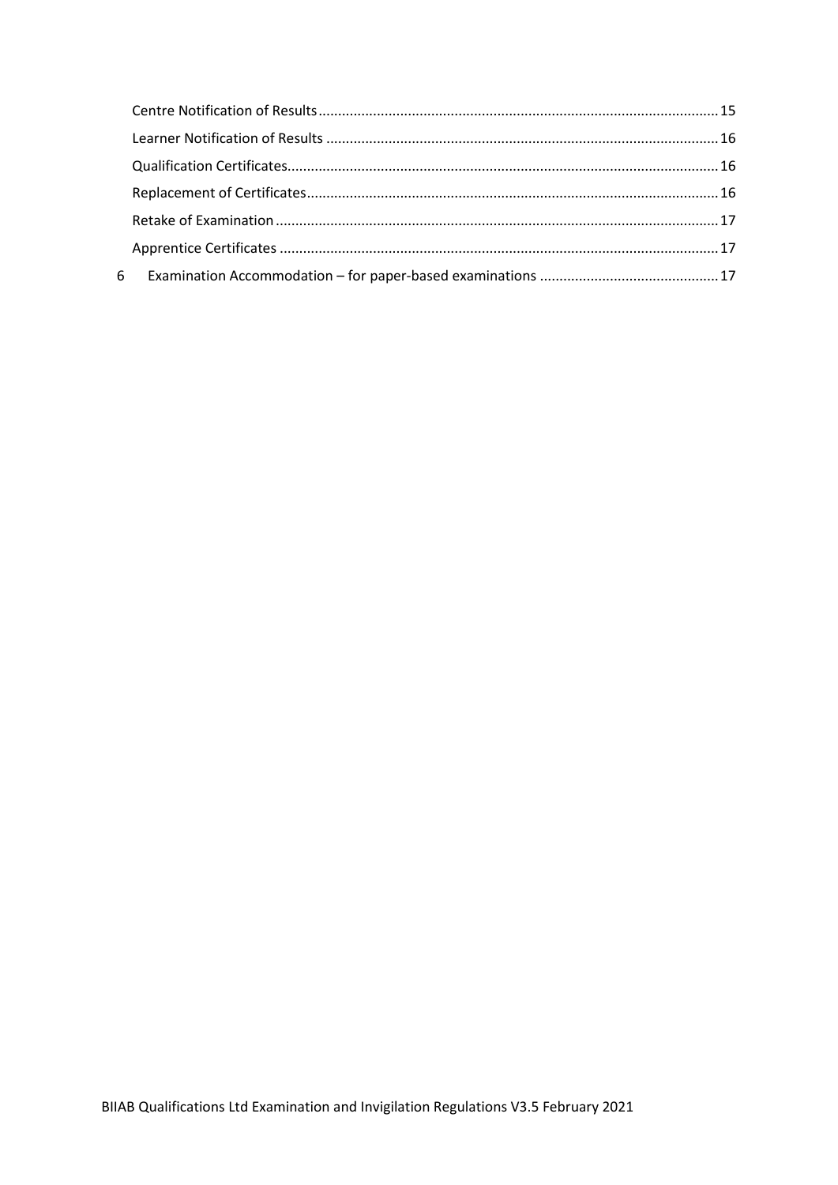Centre Notification of Results ..... 15
Learner Notification of Results ..... 16
Qualification Certificates ..... 16
Replacement of Certificates ..... 16
Retake of Examination ..... 17
Apprentice Certificates ..... 17

6 Examination Accommodation – for paper-based examinations ..... 17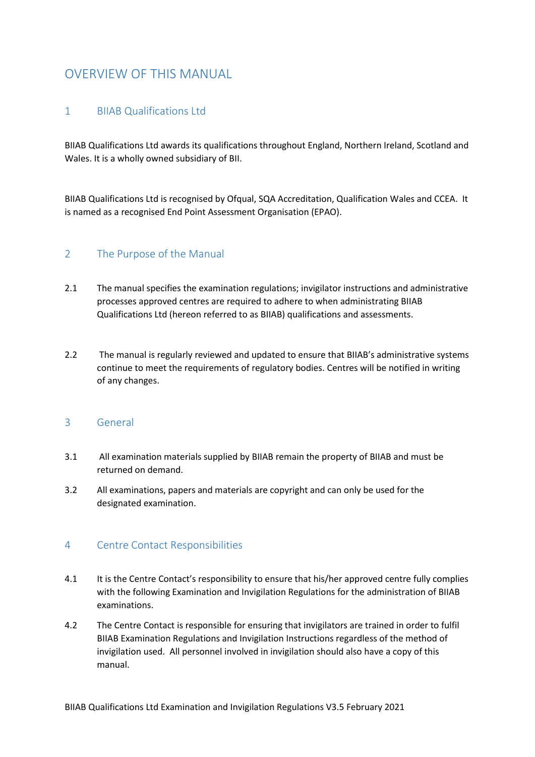# OVERVIEW OF THIS MANUAL

## 1 BIIAB Qualifications Ltd

BIIAB Qualifications Ltd awards its qualifications throughout England, Northern Ireland, Scotland and Wales. It is a wholly owned subsidiary of BII.

BIIAB Qualifications Ltd is recognised by Ofqual, SQA Accreditation, Qualification Wales and CCEA. It is named as a recognised End Point Assessment Organisation (EPAO).

## 2 The Purpose of the Manual

2.1 The manual specifies the examination regulations; invigilator instructions and administrative processes approved centres are required to adhere to when administrating BIIAB Qualifications Ltd (hereon referred to as BIIAB) qualifications and assessments.

2.2 The manual is regularly reviewed and updated to ensure that BIIAB's administrative systems continue to meet the requirements of regulatory bodies. Centres will be notified in writing of any changes.

## 3 General

3.1 All examination materials supplied by BIIAB remain the property of BIIAB and must be returned on demand.

3.2 All examinations, papers and materials are copyright and can only be used for the designated examination.

## 4 Centre Contact Responsibilities

4.1 It is the Centre Contact's responsibility to ensure that his/her approved centre fully complies with the following Examination and Invigilation Regulations for the administration of BIIAB examinations.

4.2 The Centre Contact is responsible for ensuring that invigilators are trained in order to fulfil BIIAB Examination Regulations and Invigilation Instructions regardless of the method of invigilation used. All personnel involved in invigilation should also have a copy of this manual.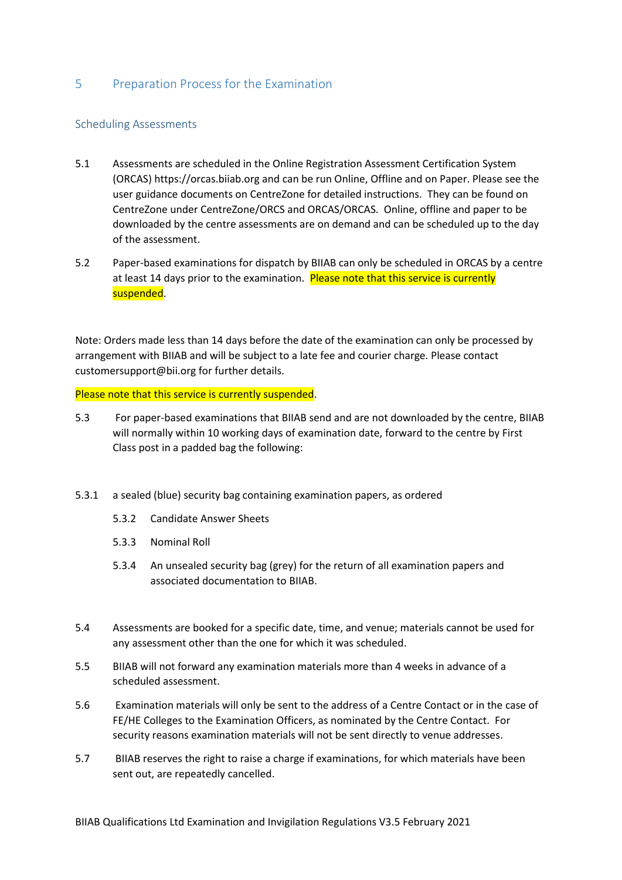## 5 Preparation Process for the Examination

### Scheduling Assessments

5.1 Assessments are scheduled in the Online Registration Assessment Certification System (ORCAS) https://orcas.biiab.org and can be run Online, Offline and on Paper. Please see the user guidance documents on CentreZone for detailed instructions. They can be found on CentreZone under CentreZone/ORCS and ORCAS/ORCAS. Online, offline and paper to be downloaded by the centre assessments are on demand and can be scheduled up to the day of the assessment.

5.2 Paper-based examinations for dispatch by BIIAB can only be scheduled in ORCAS by a centre at least 14 days prior to the examination. Please note that this service is currently suspended.

Note: Orders made less than 14 days before the date of the examination can only be processed by arrangement with BIIAB and will be subject to a late fee and courier charge. Please contact customersupport@bii.org for further details.

Please note that this service is currently suspended.

5.3 For paper-based examinations that BIIAB send and are not downloaded by the centre, BIIAB will normally within 10 working days of examination date, forward to the centre by First Class post in a padded bag the following:

5.3.1 a sealed (blue) security bag containing examination papers, as ordered

- 5.3.2 Candidate Answer Sheets
- 5.3.3 Nominal Roll
- 5.3.4 An unsealed security bag (grey) for the return of all examination papers and associated documentation to BIIAB.

5.4 Assessments are booked for a specific date, time, and venue; materials cannot be used for any assessment other than the one for which it was scheduled.

5.5 BIIAB will not forward any examination materials more than 4 weeks in advance of a scheduled assessment.

5.6 Examination materials will only be sent to the address of a Centre Contact or in the case of FE/HE Colleges to the Examination Officers, as nominated by the Centre Contact. For security reasons examination materials will not be sent directly to venue addresses.

5.7 BIIAB reserves the right to raise a charge if examinations, for which materials have been sent out, are repeatedly cancelled.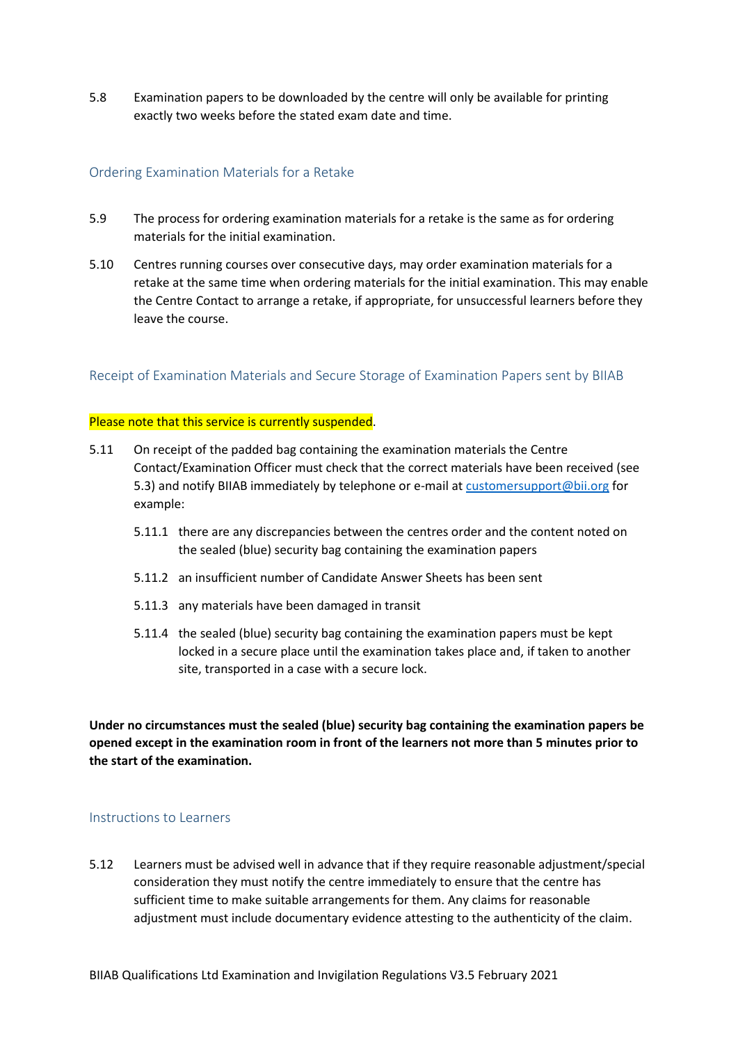5.8 Examination papers to be downloaded by the centre will only be available for printing exactly two weeks before the stated exam date and time.

### Ordering Examination Materials for a Retake

5.9 The process for ordering examination materials for a retake is the same as for ordering materials for the initial examination.

5.10 Centres running courses over consecutive days, may order examination materials for a retake at the same time when ordering materials for the initial examination. This may enable the Centre Contact to arrange a retake, if appropriate, for unsuccessful learners before they leave the course.

### Receipt of Examination Materials and Secure Storage of Examination Papers sent by BIIAB

Please note that this service is currently suspended.

5.11 On receipt of the padded bag containing the examination materials the Centre Contact/Examination Officer must check that the correct materials have been received (see 5.3) and notify BIIAB immediately by telephone or e-mail at customersupport@bii.org for example:

- 5.11.1 there are any discrepancies between the centres order and the content noted on the sealed (blue) security bag containing the examination papers
- 5.11.2 an insufficient number of Candidate Answer Sheets has been sent
- 5.11.3 any materials have been damaged in transit
- 5.11.4 the sealed (blue) security bag containing the examination papers must be kept locked in a secure place until the examination takes place and, if taken to another site, transported in a case with a secure lock.

**Under no circumstances must the sealed (blue) security bag containing the examination papers be opened except in the examination room in front of the learners not more than 5 minutes prior to the start of the examination.**

### Instructions to Learners

5.12 Learners must be advised well in advance that if they require reasonable adjustment/special consideration they must notify the centre immediately to ensure that the centre has sufficient time to make suitable arrangements for them. Any claims for reasonable adjustment must include documentary evidence attesting to the authenticity of the claim.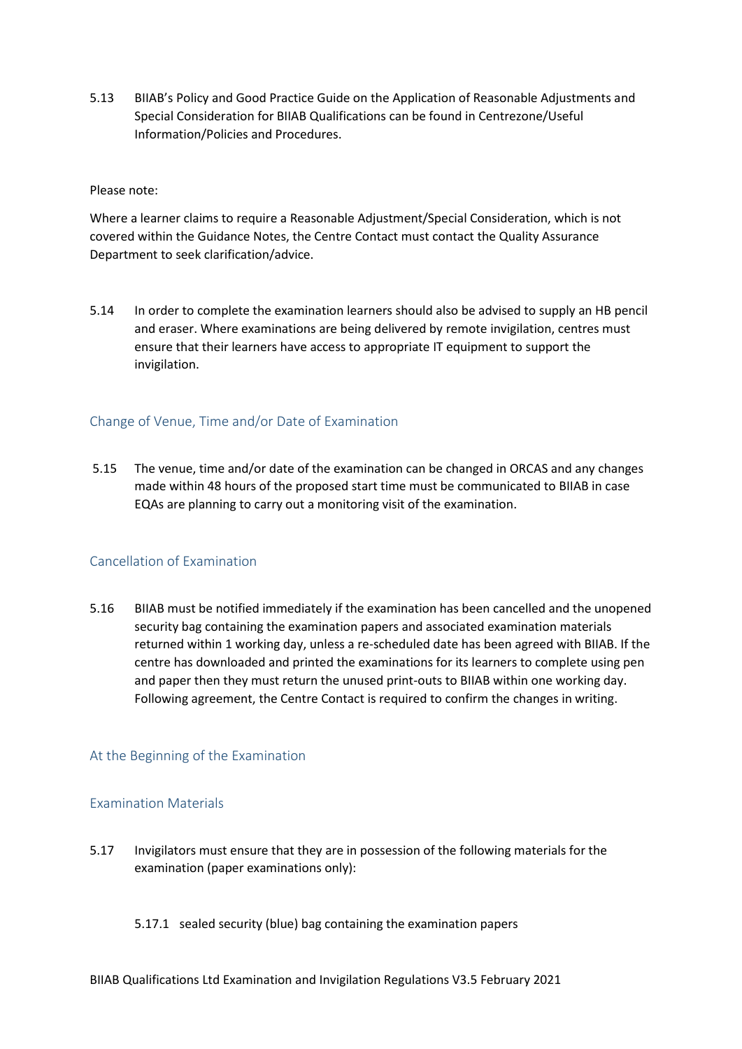5.13 BIIAB's Policy and Good Practice Guide on the Application of Reasonable Adjustments and Special Consideration for BIIAB Qualifications can be found in Centrezone/Useful Information/Policies and Procedures.

Please note:

Where a learner claims to require a Reasonable Adjustment/Special Consideration, which is not covered within the Guidance Notes, the Centre Contact must contact the Quality Assurance Department to seek clarification/advice.

5.14 In order to complete the examination learners should also be advised to supply an HB pencil and eraser. Where examinations are being delivered by remote invigilation, centres must ensure that their learners have access to appropriate IT equipment to support the invigilation.

## Change of Venue, Time and/or Date of Examination

5.15 The venue, time and/or date of the examination can be changed in ORCAS and any changes made within 48 hours of the proposed start time must be communicated to BIIAB in case EQAs are planning to carry out a monitoring visit of the examination.

## Cancellation of Examination

5.16 BIIAB must be notified immediately if the examination has been cancelled and the unopened security bag containing the examination papers and associated examination materials returned within 1 working day, unless a re-scheduled date has been agreed with BIIAB. If the centre has downloaded and printed the examinations for its learners to complete using pen and paper then they must return the unused print-outs to BIIAB within one working day. Following agreement, the Centre Contact is required to confirm the changes in writing.

## At the Beginning of the Examination

## Examination Materials

5.17 Invigilators must ensure that they are in possession of the following materials for the examination (paper examinations only):

5.17.1 sealed security (blue) bag containing the examination papers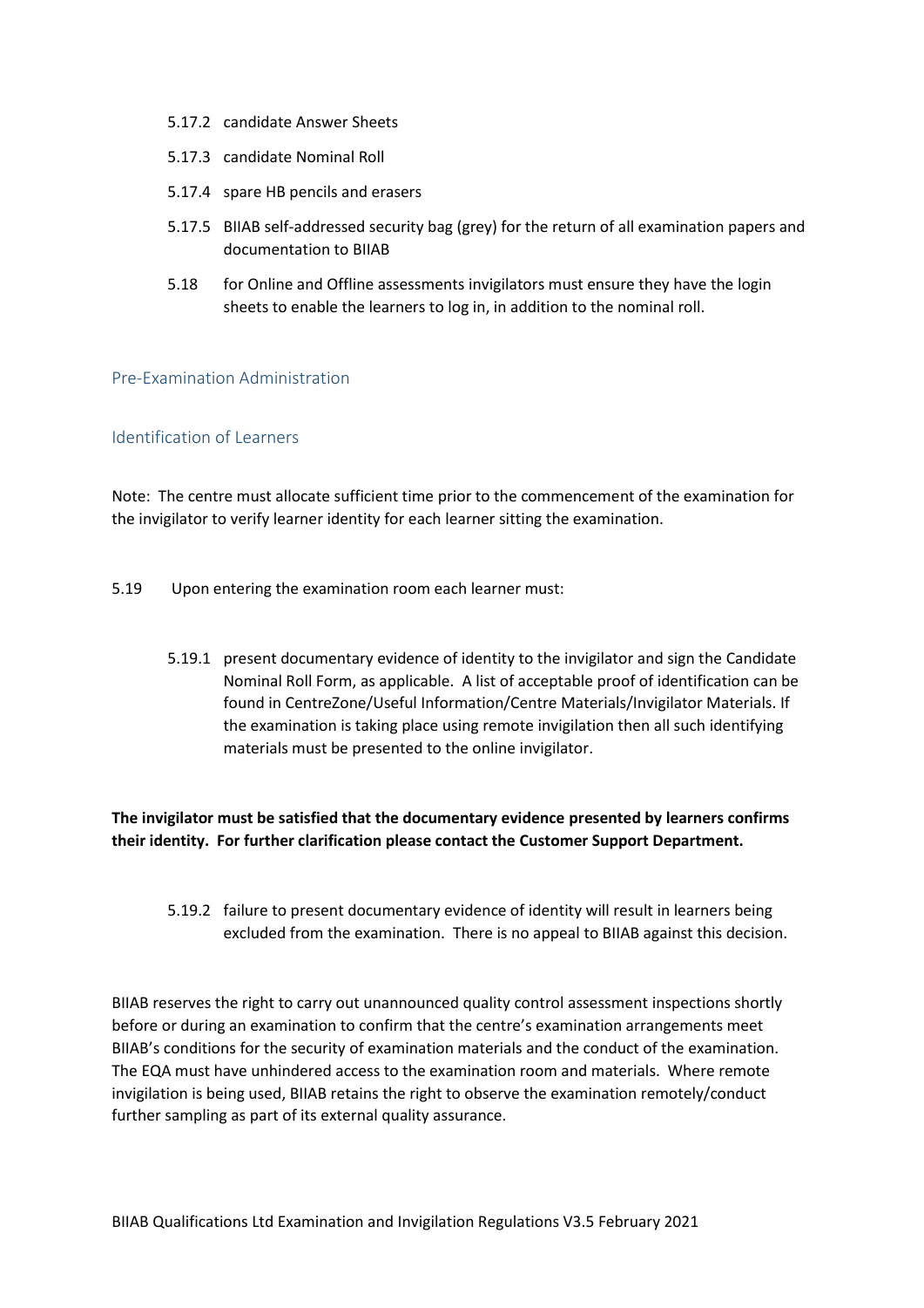5.17.2 candidate Answer Sheets

5.17.3 candidate Nominal Roll

5.17.4 spare HB pencils and erasers

5.17.5 BIIAB self-addressed security bag (grey) for the return of all examination papers and documentation to BIIAB

5.18 for Online and Offline assessments invigilators must ensure they have the login sheets to enable the learners to log in, in addition to the nominal roll.

## Pre-Examination Administration

## Identification of Learners

Note: The centre must allocate sufficient time prior to the commencement of the examination for the invigilator to verify learner identity for each learner sitting the examination.

5.19 Upon entering the examination room each learner must:

5.19.1 present documentary evidence of identity to the invigilator and sign the Candidate Nominal Roll Form, as applicable. A list of acceptable proof of identification can be found in CentreZone/Useful Information/Centre Materials/Invigilator Materials. If the examination is taking place using remote invigilation then all such identifying materials must be presented to the online invigilator.

**The invigilator must be satisfied that the documentary evidence presented by learners confirms their identity. For further clarification please contact the Customer Support Department.**

5.19.2 failure to present documentary evidence of identity will result in learners being excluded from the examination. There is no appeal to BIIAB against this decision.

BIIAB reserves the right to carry out unannounced quality control assessment inspections shortly before or during an examination to confirm that the centre's examination arrangements meet BIIAB's conditions for the security of examination materials and the conduct of the examination. The EQA must have unhindered access to the examination room and materials. Where remote invigilation is being used, BIIAB retains the right to observe the examination remotely/conduct further sampling as part of its external quality assurance.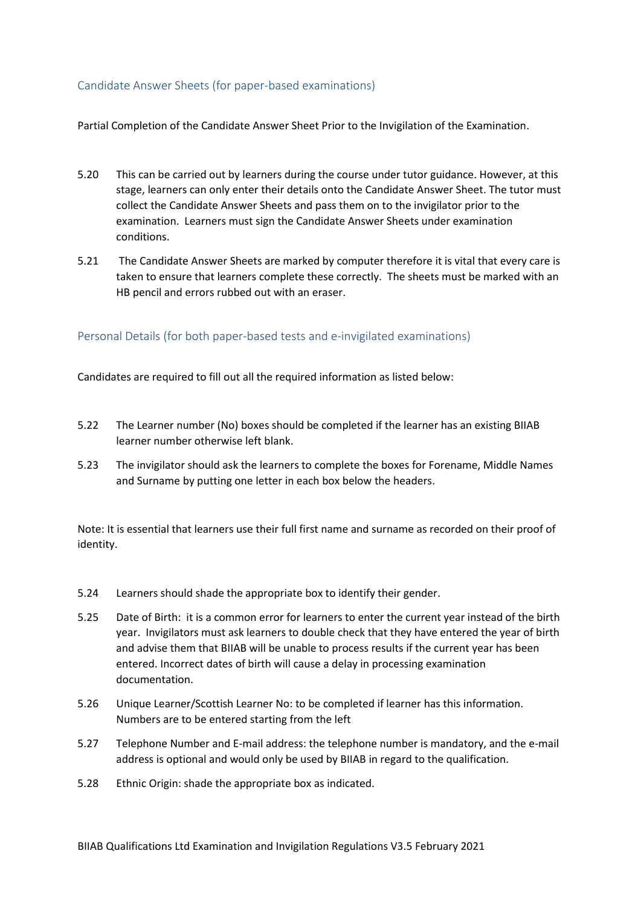## Candidate Answer Sheets (for paper-based examinations)

Partial Completion of the Candidate Answer Sheet Prior to the Invigilation of the Examination.

5.20 This can be carried out by learners during the course under tutor guidance. However, at this stage, learners can only enter their details onto the Candidate Answer Sheet. The tutor must collect the Candidate Answer Sheets and pass them on to the invigilator prior to the examination. Learners must sign the Candidate Answer Sheets under examination conditions.

5.21 The Candidate Answer Sheets are marked by computer therefore it is vital that every care is taken to ensure that learners complete these correctly. The sheets must be marked with an HB pencil and errors rubbed out with an eraser.

## Personal Details (for both paper-based tests and e-invigilated examinations)

Candidates are required to fill out all the required information as listed below:

5.22 The Learner number (No) boxes should be completed if the learner has an existing BIIAB learner number otherwise left blank.

5.23 The invigilator should ask the learners to complete the boxes for Forename, Middle Names and Surname by putting one letter in each box below the headers.

Note: It is essential that learners use their full first name and surname as recorded on their proof of identity.

5.24 Learners should shade the appropriate box to identify their gender.

5.25 Date of Birth: it is a common error for learners to enter the current year instead of the birth year. Invigilators must ask learners to double check that they have entered the year of birth and advise them that BIIAB will be unable to process results if the current year has been entered. Incorrect dates of birth will cause a delay in processing examination documentation.

5.26 Unique Learner/Scottish Learner No: to be completed if learner has this information. Numbers are to be entered starting from the left

5.27 Telephone Number and E-mail address: the telephone number is mandatory, and the e-mail address is optional and would only be used by BIIAB in regard to the qualification.

5.28 Ethnic Origin: shade the appropriate box as indicated.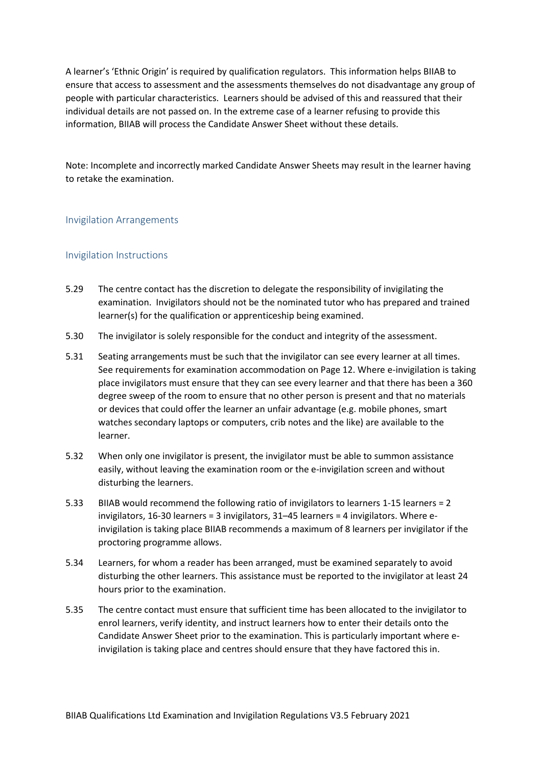A learner's 'Ethnic Origin' is required by qualification regulators. This information helps BIIAB to ensure that access to assessment and the assessments themselves do not disadvantage any group of people with particular characteristics. Learners should be advised of this and reassured that their individual details are not passed on. In the extreme case of a learner refusing to provide this information, BIIAB will process the Candidate Answer Sheet without these details.

Note: Incomplete and incorrectly marked Candidate Answer Sheets may result in the learner having to retake the examination.

## Invigilation Arrangements

### Invigilation Instructions

5.29 The centre contact has the discretion to delegate the responsibility of invigilating the examination. Invigilators should not be the nominated tutor who has prepared and trained learner(s) for the qualification or apprenticeship being examined.

5.30 The invigilator is solely responsible for the conduct and integrity of the assessment.

5.31 Seating arrangements must be such that the invigilator can see every learner at all times. See requirements for examination accommodation on Page 12. Where e-invigilation is taking place invigilators must ensure that they can see every learner and that there has been a 360 degree sweep of the room to ensure that no other person is present and that no materials or devices that could offer the learner an unfair advantage (e.g. mobile phones, smart watches secondary laptops or computers, crib notes and the like) are available to the learner.

5.32 When only one invigilator is present, the invigilator must be able to summon assistance easily, without leaving the examination room or the e-invigilation screen and without disturbing the learners.

5.33 BIIAB would recommend the following ratio of invigilators to learners 1-15 learners = 2 invigilators, 16-30 learners = 3 invigilators, 31–45 learners = 4 invigilators. Where e-invigilation is taking place BIIAB recommends a maximum of 8 learners per invigilator if the proctoring programme allows.

5.34 Learners, for whom a reader has been arranged, must be examined separately to avoid disturbing the other learners. This assistance must be reported to the invigilator at least 24 hours prior to the examination.

5.35 The centre contact must ensure that sufficient time has been allocated to the invigilator to enrol learners, verify identity, and instruct learners how to enter their details onto the Candidate Answer Sheet prior to the examination. This is particularly important where e-invigilation is taking place and centres should ensure that they have factored this in.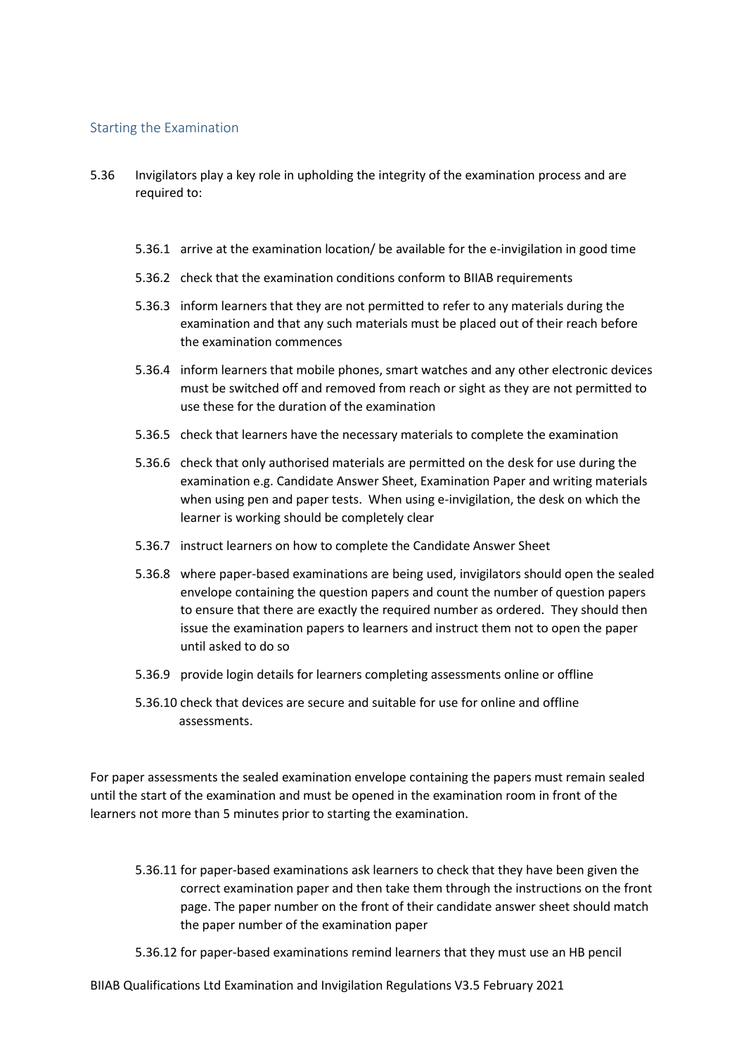## Starting the Examination

5.36 Invigilators play a key role in upholding the integrity of the examination process and are required to:

- 5.36.1 arrive at the examination location/ be available for the e-invigilation in good time
- 5.36.2 check that the examination conditions conform to BIIAB requirements
- 5.36.3 inform learners that they are not permitted to refer to any materials during the examination and that any such materials must be placed out of their reach before the examination commences
- 5.36.4 inform learners that mobile phones, smart watches and any other electronic devices must be switched off and removed from reach or sight as they are not permitted to use these for the duration of the examination
- 5.36.5 check that learners have the necessary materials to complete the examination
- 5.36.6 check that only authorised materials are permitted on the desk for use during the examination e.g. Candidate Answer Sheet, Examination Paper and writing materials when using pen and paper tests. When using e-invigilation, the desk on which the learner is working should be completely clear
- 5.36.7 instruct learners on how to complete the Candidate Answer Sheet
- 5.36.8 where paper-based examinations are being used, invigilators should open the sealed envelope containing the question papers and count the number of question papers to ensure that there are exactly the required number as ordered. They should then issue the examination papers to learners and instruct them not to open the paper until asked to do so
- 5.36.9 provide login details for learners completing assessments online or offline
- 5.36.10 check that devices are secure and suitable for use for online and offline assessments.

For paper assessments the sealed examination envelope containing the papers must remain sealed until the start of the examination and must be opened in the examination room in front of the learners not more than 5 minutes prior to starting the examination.

- 5.36.11 for paper-based examinations ask learners to check that they have been given the correct examination paper and then take them through the instructions on the front page. The paper number on the front of their candidate answer sheet should match the paper number of the examination paper
- 5.36.12 for paper-based examinations remind learners that they must use an HB pencil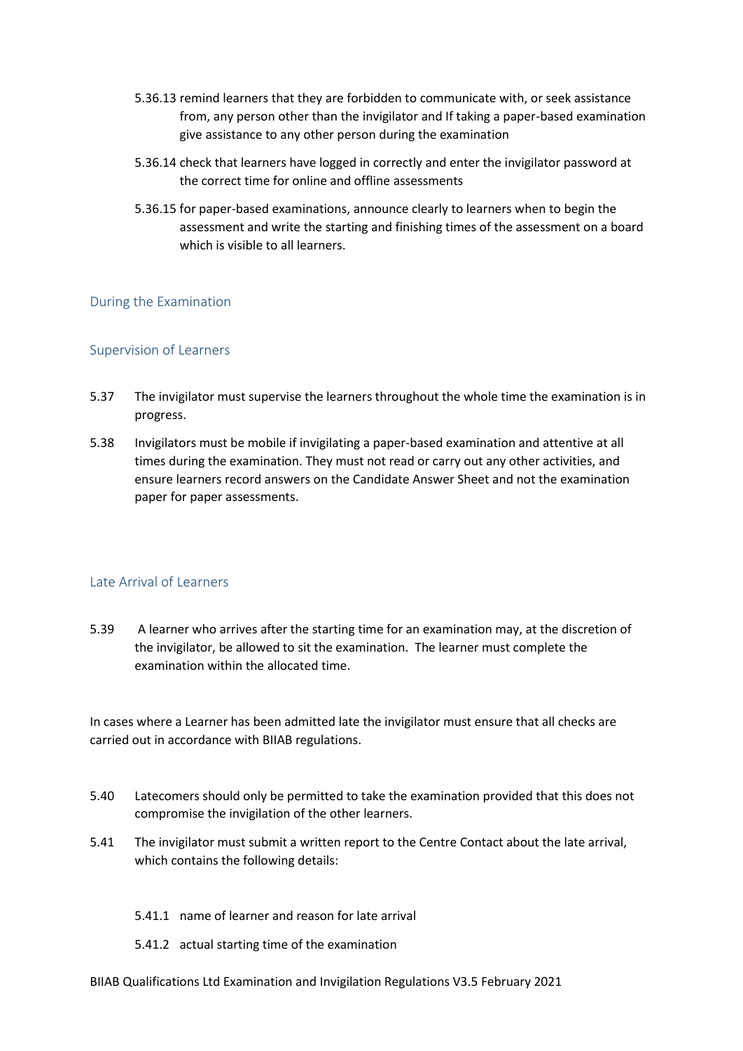5.36.13 remind learners that they are forbidden to communicate with, or seek assistance from, any person other than the invigilator and If taking a paper-based examination give assistance to any other person during the examination

5.36.14 check that learners have logged in correctly and enter the invigilator password at the correct time for online and offline assessments

5.36.15 for paper-based examinations, announce clearly to learners when to begin the assessment and write the starting and finishing times of the assessment on a board which is visible to all learners.

## During the Examination

### Supervision of Learners

5.37 The invigilator must supervise the learners throughout the whole time the examination is in progress.

5.38 Invigilators must be mobile if invigilating a paper-based examination and attentive at all times during the examination. They must not read or carry out any other activities, and ensure learners record answers on the Candidate Answer Sheet and not the examination paper for paper assessments.

### Late Arrival of Learners

5.39 A learner who arrives after the starting time for an examination may, at the discretion of the invigilator, be allowed to sit the examination. The learner must complete the examination within the allocated time.

In cases where a Learner has been admitted late the invigilator must ensure that all checks are carried out in accordance with BIIAB regulations.

5.40 Latecomers should only be permitted to take the examination provided that this does not compromise the invigilation of the other learners.

5.41 The invigilator must submit a written report to the Centre Contact about the late arrival, which contains the following details:

5.41.1 name of learner and reason for late arrival

5.41.2 actual starting time of the examination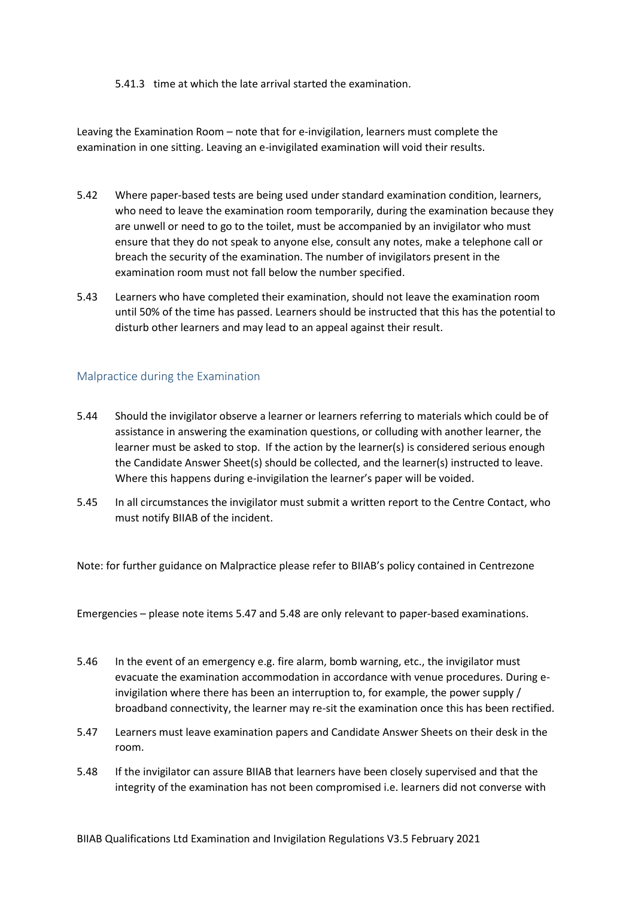5.41.3 time at which the late arrival started the examination.

Leaving the Examination Room – note that for e-invigilation, learners must complete the examination in one sitting. Leaving an e-invigilated examination will void their results.

5.42 Where paper-based tests are being used under standard examination condition, learners, who need to leave the examination room temporarily, during the examination because they are unwell or need to go to the toilet, must be accompanied by an invigilator who must ensure that they do not speak to anyone else, consult any notes, make a telephone call or breach the security of the examination. The number of invigilators present in the examination room must not fall below the number specified.

5.43 Learners who have completed their examination, should not leave the examination room until 50% of the time has passed. Learners should be instructed that this has the potential to disturb other learners and may lead to an appeal against their result.

## Malpractice during the Examination

5.44 Should the invigilator observe a learner or learners referring to materials which could be of assistance in answering the examination questions, or colluding with another learner, the learner must be asked to stop. If the action by the learner(s) is considered serious enough the Candidate Answer Sheet(s) should be collected, and the learner(s) instructed to leave. Where this happens during e-invigilation the learner's paper will be voided.

5.45 In all circumstances the invigilator must submit a written report to the Centre Contact, who must notify BIIAB of the incident.

Note: for further guidance on Malpractice please refer to BIIAB's policy contained in Centrezone

Emergencies – please note items 5.47 and 5.48 are only relevant to paper-based examinations.

5.46 In the event of an emergency e.g. fire alarm, bomb warning, etc., the invigilator must evacuate the examination accommodation in accordance with venue procedures. During e-invigilation where there has been an interruption to, for example, the power supply / broadband connectivity, the learner may re-sit the examination once this has been rectified.

5.47 Learners must leave examination papers and Candidate Answer Sheets on their desk in the room.

5.48 If the invigilator can assure BIIAB that learners have been closely supervised and that the integrity of the examination has not been compromised i.e. learners did not converse with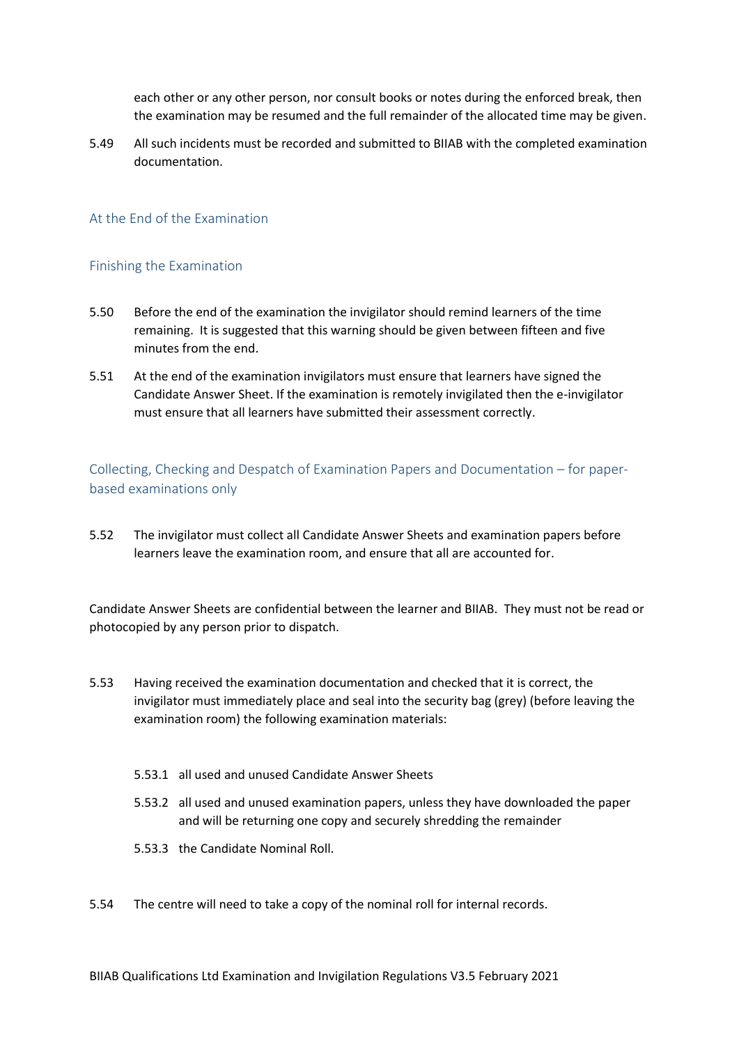each other or any other person, nor consult books or notes during the enforced break, then the examination may be resumed and the full remainder of the allocated time may be given.

5.49 All such incidents must be recorded and submitted to BIIAB with the completed examination documentation.

## At the End of the Examination

### Finishing the Examination

5.50 Before the end of the examination the invigilator should remind learners of the time remaining. It is suggested that this warning should be given between fifteen and five minutes from the end.

5.51 At the end of the examination invigilators must ensure that learners have signed the Candidate Answer Sheet. If the examination is remotely invigilated then the e-invigilator must ensure that all learners have submitted their assessment correctly.

### Collecting, Checking and Despatch of Examination Papers and Documentation – for paper-based examinations only

5.52 The invigilator must collect all Candidate Answer Sheets and examination papers before learners leave the examination room, and ensure that all are accounted for.

Candidate Answer Sheets are confidential between the learner and BIIAB. They must not be read or photocopied by any person prior to dispatch.

5.53 Having received the examination documentation and checked that it is correct, the invigilator must immediately place and seal into the security bag (grey) (before leaving the examination room) the following examination materials:

- 5.53.1 all used and unused Candidate Answer Sheets
- 5.53.2 all used and unused examination papers, unless they have downloaded the paper and will be returning one copy and securely shredding the remainder
- 5.53.3 the Candidate Nominal Roll.

5.54 The centre will need to take a copy of the nominal roll for internal records.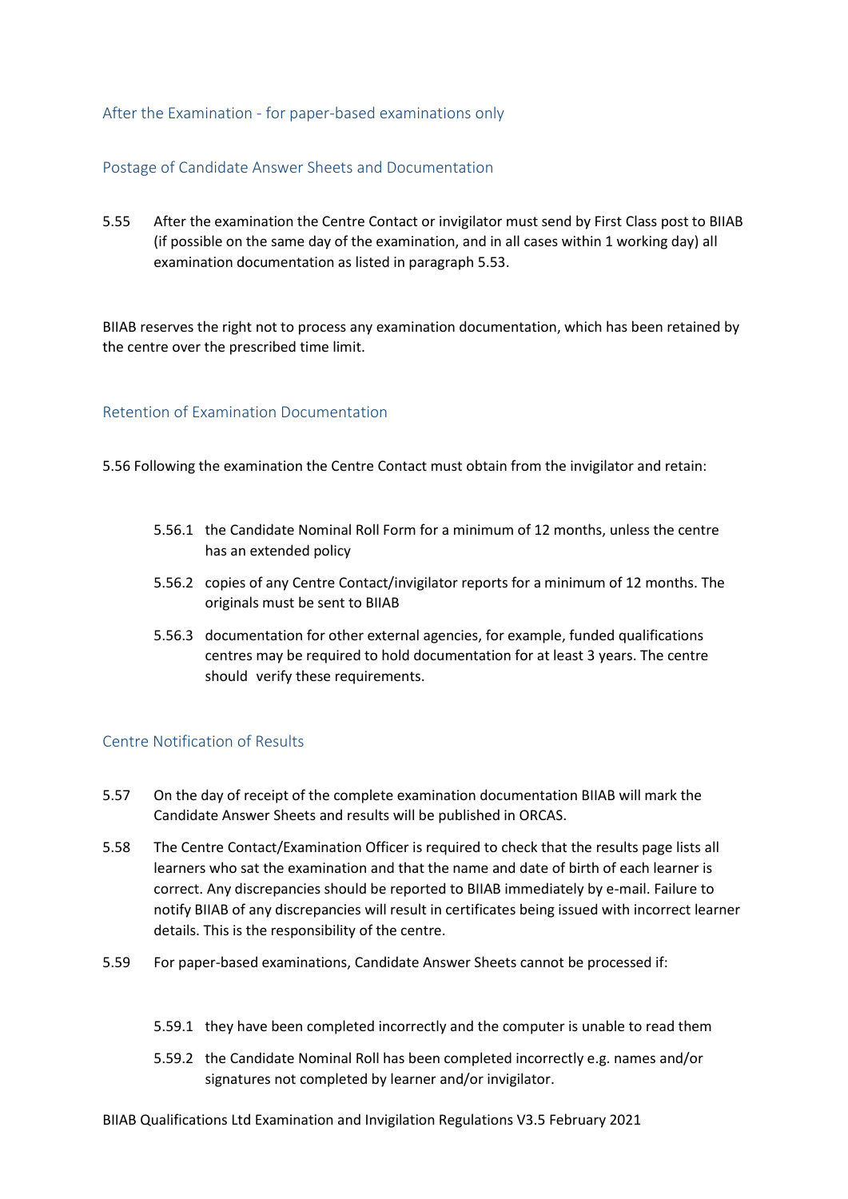## After the Examination - for paper-based examinations only

### Postage of Candidate Answer Sheets and Documentation

5.55 After the examination the Centre Contact or invigilator must send by First Class post to BIIAB (if possible on the same day of the examination, and in all cases within 1 working day) all examination documentation as listed in paragraph 5.53.

BIIAB reserves the right not to process any examination documentation, which has been retained by the centre over the prescribed time limit.

### Retention of Examination Documentation

5.56 Following the examination the Centre Contact must obtain from the invigilator and retain:

- 5.56.1 the Candidate Nominal Roll Form for a minimum of 12 months, unless the centre has an extended policy
- 5.56.2 copies of any Centre Contact/invigilator reports for a minimum of 12 months. The originals must be sent to BIIAB
- 5.56.3 documentation for other external agencies, for example, funded qualifications centres may be required to hold documentation for at least 3 years. The centre should verify these requirements.

### Centre Notification of Results

5.57 On the day of receipt of the complete examination documentation BIIAB will mark the Candidate Answer Sheets and results will be published in ORCAS.

5.58 The Centre Contact/Examination Officer is required to check that the results page lists all learners who sat the examination and that the name and date of birth of each learner is correct. Any discrepancies should be reported to BIIAB immediately by e-mail. Failure to notify BIIAB of any discrepancies will result in certificates being issued with incorrect learner details. This is the responsibility of the centre.

5.59 For paper-based examinations, Candidate Answer Sheets cannot be processed if:

- 5.59.1 they have been completed incorrectly and the computer is unable to read them
- 5.59.2 the Candidate Nominal Roll has been completed incorrectly e.g. names and/or signatures not completed by learner and/or invigilator.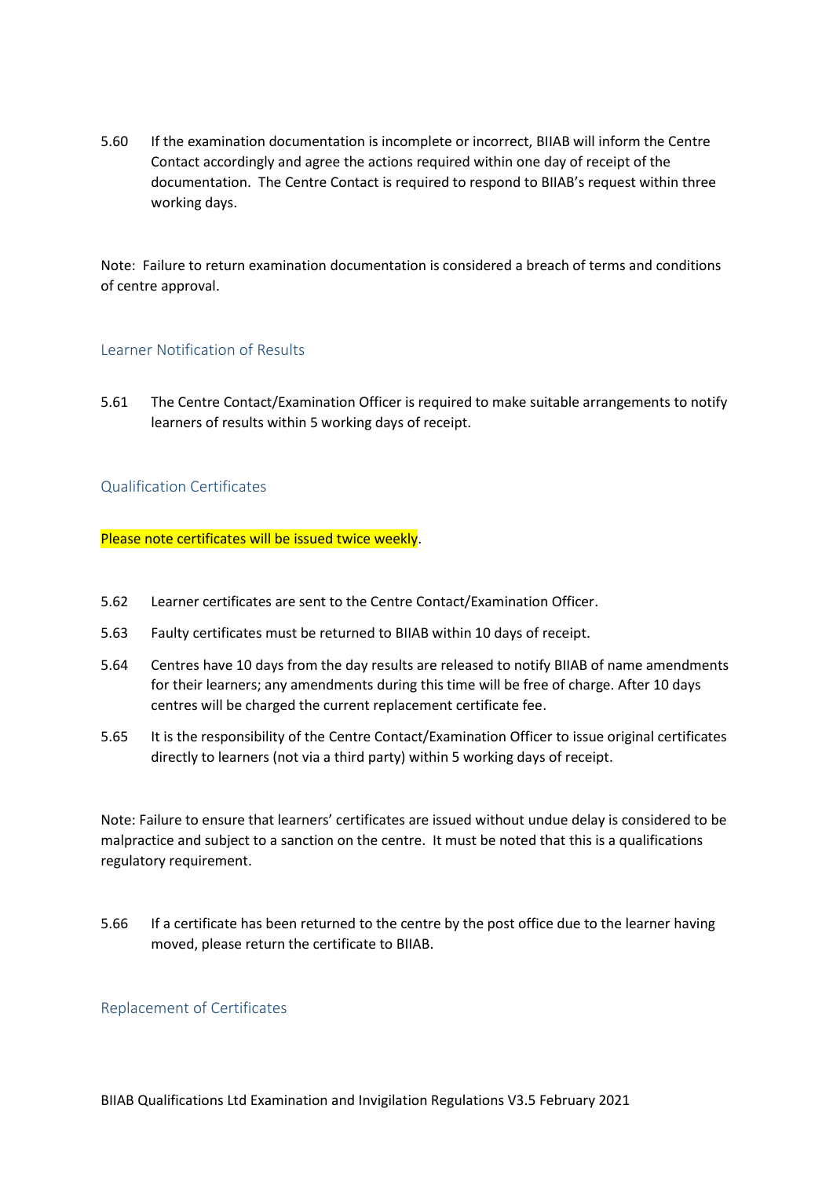5.60 If the examination documentation is incomplete or incorrect, BIIAB will inform the Centre Contact accordingly and agree the actions required within one day of receipt of the documentation. The Centre Contact is required to respond to BIIAB's request within three working days.

Note: Failure to return examination documentation is considered a breach of terms and conditions of centre approval.

### Learner Notification of Results

5.61 The Centre Contact/Examination Officer is required to make suitable arrangements to notify learners of results within 5 working days of receipt.

### Qualification Certificates

Please note certificates will be issued twice weekly.

5.62 Learner certificates are sent to the Centre Contact/Examination Officer.

5.63 Faulty certificates must be returned to BIIAB within 10 days of receipt.

5.64 Centres have 10 days from the day results are released to notify BIIAB of name amendments for their learners; any amendments during this time will be free of charge. After 10 days centres will be charged the current replacement certificate fee.

5.65 It is the responsibility of the Centre Contact/Examination Officer to issue original certificates directly to learners (not via a third party) within 5 working days of receipt.

Note: Failure to ensure that learners' certificates are issued without undue delay is considered to be malpractice and subject to a sanction on the centre. It must be noted that this is a qualifications regulatory requirement.

5.66 If a certificate has been returned to the centre by the post office due to the learner having moved, please return the certificate to BIIAB.

### Replacement of Certificates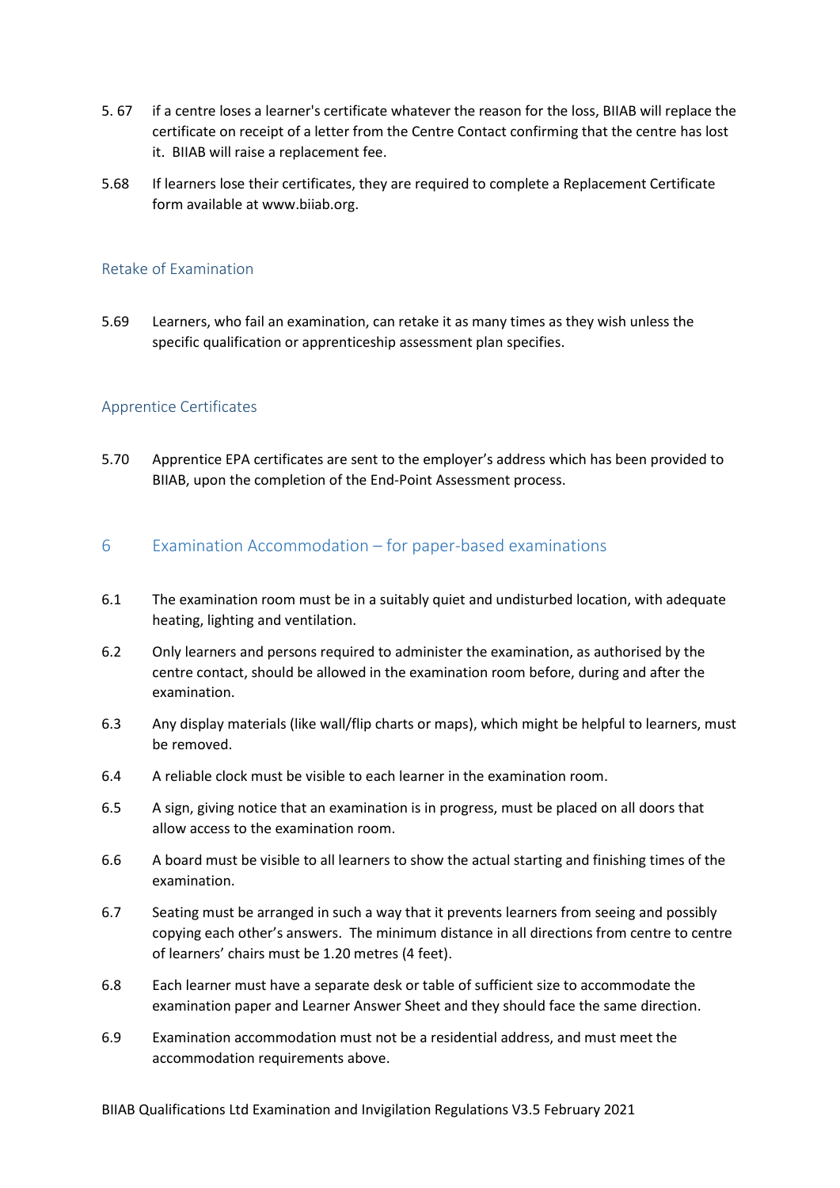5.67 if a centre loses a learner's certificate whatever the reason for the loss, BIIAB will replace the certificate on receipt of a letter from the Centre Contact confirming that the centre has lost it. BIIAB will raise a replacement fee.

5.68 If learners lose their certificates, they are required to complete a Replacement Certificate form available at www.biiab.org.

### Retake of Examination

5.69 Learners, who fail an examination, can retake it as many times as they wish unless the specific qualification or apprenticeship assessment plan specifies.

### Apprentice Certificates

5.70 Apprentice EPA certificates are sent to the employer's address which has been provided to BIIAB, upon the completion of the End-Point Assessment process.

## 6 Examination Accommodation – for paper-based examinations

6.1 The examination room must be in a suitably quiet and undisturbed location, with adequate heating, lighting and ventilation.

6.2 Only learners and persons required to administer the examination, as authorised by the centre contact, should be allowed in the examination room before, during and after the examination.

6.3 Any display materials (like wall/flip charts or maps), which might be helpful to learners, must be removed.

6.4 A reliable clock must be visible to each learner in the examination room.

6.5 A sign, giving notice that an examination is in progress, must be placed on all doors that allow access to the examination room.

6.6 A board must be visible to all learners to show the actual starting and finishing times of the examination.

6.7 Seating must be arranged in such a way that it prevents learners from seeing and possibly copying each other's answers. The minimum distance in all directions from centre to centre of learners' chairs must be 1.20 metres (4 feet).

6.8 Each learner must have a separate desk or table of sufficient size to accommodate the examination paper and Learner Answer Sheet and they should face the same direction.

6.9 Examination accommodation must not be a residential address, and must meet the accommodation requirements above.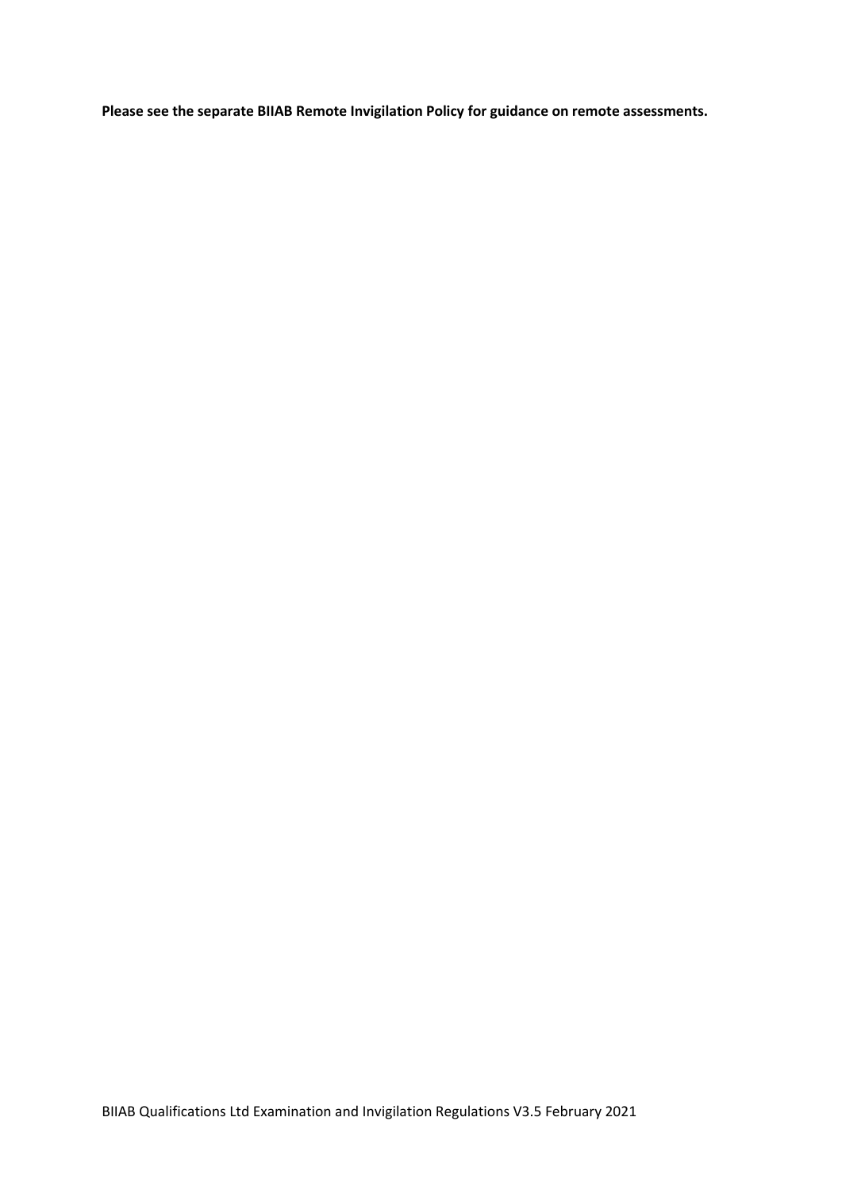**Please see the separate BIIAB Remote Invigilation Policy for guidance on remote assessments.**